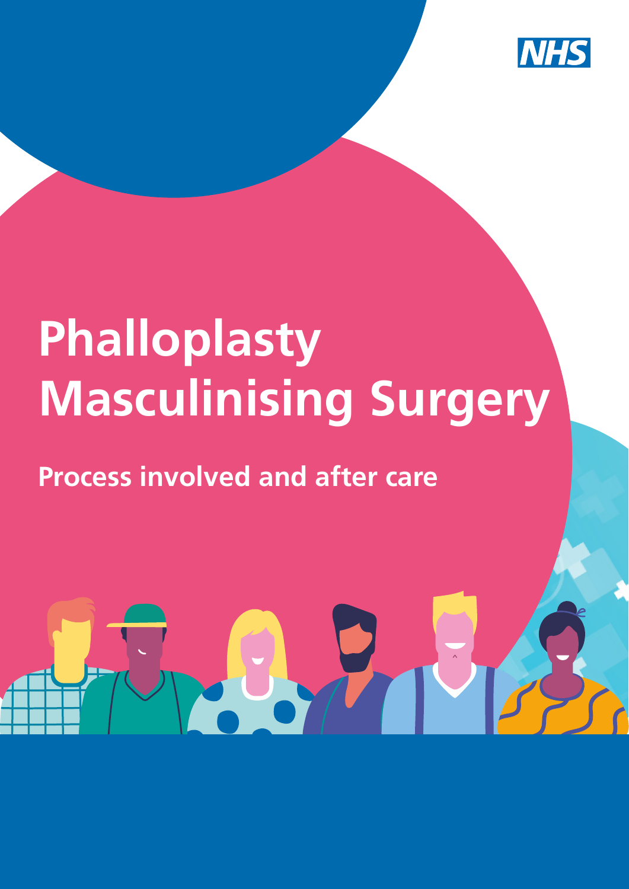NHS

# Phalloplasty Masculinising Surgery

## Process involved and after care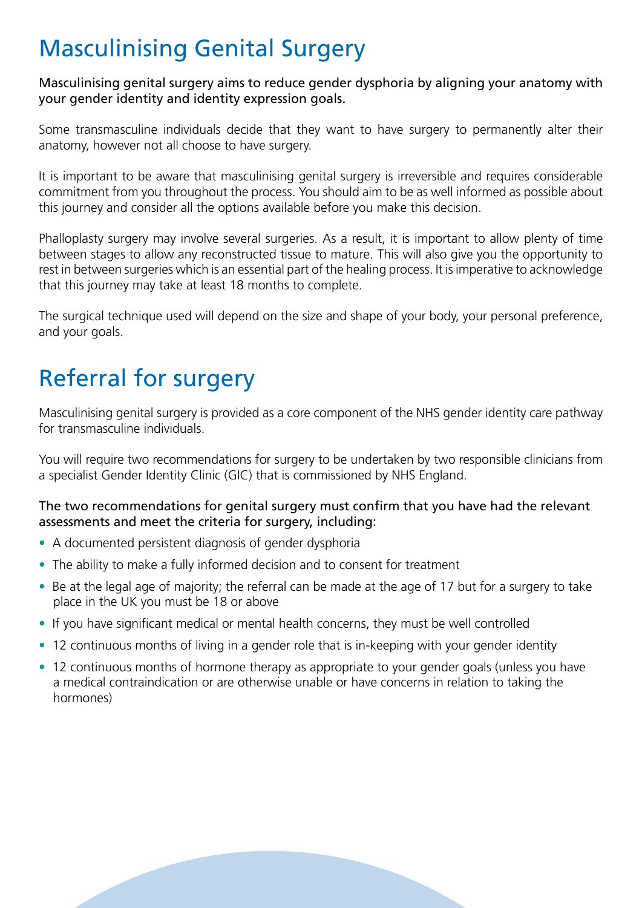# Masculinising Genital Surgery

Masculinising genital surgery aims to reduce gender dysphoria by aligning your anatomy with your gender identity and identity expression goals.

Some transmasculine individuals decide that they want to have surgery to permanently alter their anatomy, however not all choose to have surgery.

It is important to be aware that masculinising genital surgery is irreversible and requires considerable commitment from you throughout the process. You should aim to be as well informed as possible about this journey and consider all the options available before you make this decision.

Phalloplasty surgery may involve several surgeries. As a result, it is important to allow plenty of time between stages to allow any reconstructed tissue to mature. This will also give you the opportunity to rest in between surgeries which is an essential part of the healing process. It is imperative to acknowledge that this journey may take at least 18 months to complete.

The surgical technique used will depend on the size and shape of your body, your personal preference, and your goals.

# Referral for surgery

Masculinising genital surgery is provided as a core component of the NHS gender identity care pathway for transmasculine individuals.

You will require two recommendations for surgery to be undertaken by two responsible clinicians from a specialist Gender Identity Clinic (GIC) that is commissioned by NHS England.

The two recommendations for genital surgery must confirm that you have had the relevant assessments and meet the criteria for surgery, including:

- A documented persistent diagnosis of gender dysphoria
- The ability to make a fully informed decision and to consent for treatment
- Be at the legal age of majority; the referral can be made at the age of 17 but for a surgery to take place in the UK you must be 18 or above
- If you have significant medical or mental health concerns, they must be well controlled
- 12 continuous months of living in a gender role that is in-keeping with your gender identity
- 12 continuous months of hormone therapy as appropriate to your gender goals (unless you have a medical contraindication or are otherwise unable or have concerns in relation to taking the hormones)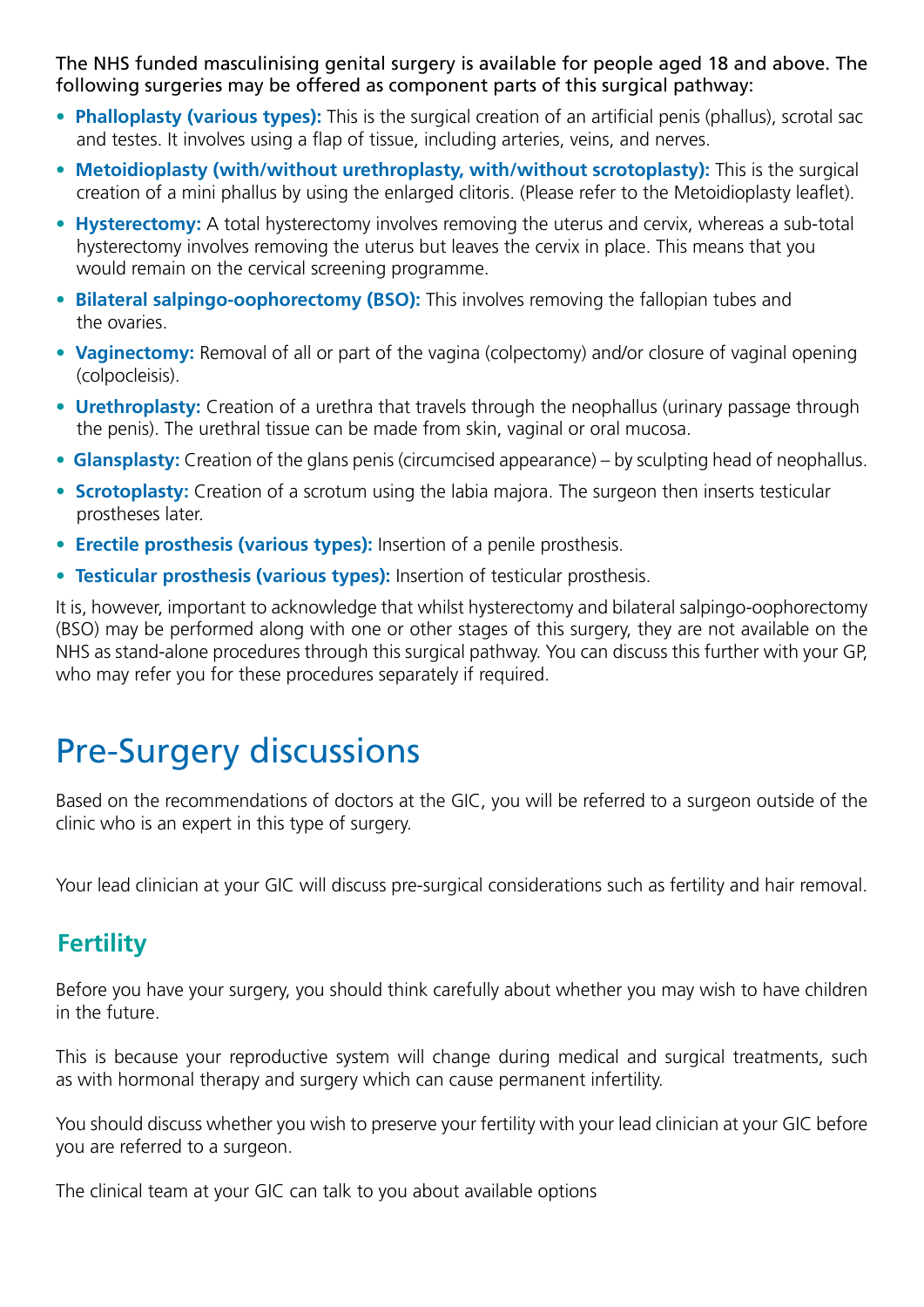The NHS funded masculinising genital surgery is available for people aged 18 and above. The following surgeries may be offered as component parts of this surgical pathway:

- **Phalloplasty (various types):** This is the surgical creation of an artificial penis (phallus), scrotal sac and testes. It involves using a flap of tissue, including arteries, veins, and nerves.
- **Metoidioplasty (with/without urethroplasty, with/without scrotoplasty):** This is the surgical creation of a mini phallus by using the enlarged clitoris. (Please refer to the Metoidioplasty leaflet).
- **Hysterectomy:** A total hysterectomy involves removing the uterus and cervix, whereas a sub-total hysterectomy involves removing the uterus but leaves the cervix in place. This means that you would remain on the cervical screening programme.
- **Bilateral salpingo-oophorectomy (BSO):** This involves removing the fallopian tubes and the ovaries.
- **Vaginectomy:** Removal of all or part of the vagina (colpectomy) and/or closure of vaginal opening (colpocleisis).
- **Urethroplasty:** Creation of a urethra that travels through the neophallus (urinary passage through the penis). The urethral tissue can be made from skin, vaginal or oral mucosa.
- **Glansplasty:** Creation of the glans penis (circumcised appearance) – by sculpting head of neophallus.
- **Scrotoplasty:** Creation of a scrotum using the labia majora. The surgeon then inserts testicular prostheses later.
- **Erectile prosthesis (various types):** Insertion of a penile prosthesis.
- **Testicular prosthesis (various types):** Insertion of testicular prosthesis.

It is, however, important to acknowledge that whilst hysterectomy and bilateral salpingo-oophorectomy (BSO) may be performed along with one or other stages of this surgery, they are not available on the NHS as stand-alone procedures through this surgical pathway. You can discuss this further with your GP, who may refer you for these procedures separately if required.

# Pre-Surgery discussions

Based on the recommendations of doctors at the GIC, you will be referred to a surgeon outside of the clinic who is an expert in this type of surgery.

Your lead clinician at your GIC will discuss pre-surgical considerations such as fertility and hair removal.

## Fertility

Before you have your surgery, you should think carefully about whether you may wish to have children in the future.

This is because your reproductive system will change during medical and surgical treatments, such as with hormonal therapy and surgery which can cause permanent infertility.

You should discuss whether you wish to preserve your fertility with your lead clinician at your GIC before you are referred to a surgeon.

The clinical team at your GIC can talk to you about available options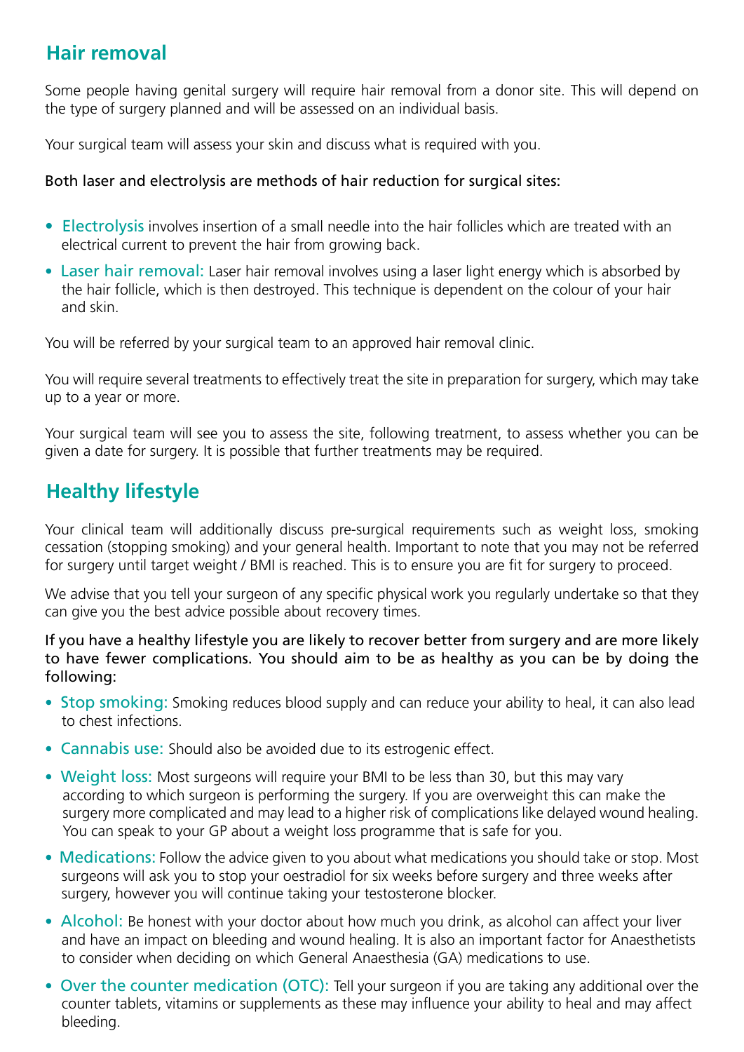## Hair removal

Some people having genital surgery will require hair removal from a donor site. This will depend on the type of surgery planned and will be assessed on an individual basis.

Your surgical team will assess your skin and discuss what is required with you.

Both laser and electrolysis are methods of hair reduction for surgical sites:

- Electrolysis involves insertion of a small needle into the hair follicles which are treated with an electrical current to prevent the hair from growing back.
- Laser hair removal: Laser hair removal involves using a laser light energy which is absorbed by the hair follicle, which is then destroyed. This technique is dependent on the colour of your hair and skin.

You will be referred by your surgical team to an approved hair removal clinic.

You will require several treatments to effectively treat the site in preparation for surgery, which may take up to a year or more.

Your surgical team will see you to assess the site, following treatment, to assess whether you can be given a date for surgery. It is possible that further treatments may be required.

## Healthy lifestyle

Your clinical team will additionally discuss pre-surgical requirements such as weight loss, smoking cessation (stopping smoking) and your general health. Important to note that you may not be referred for surgery until target weight / BMI is reached. This is to ensure you are fit for surgery to proceed.

We advise that you tell your surgeon of any specific physical work you regularly undertake so that they can give you the best advice possible about recovery times.

If you have a healthy lifestyle you are likely to recover better from surgery and are more likely to have fewer complications. You should aim to be as healthy as you can be by doing the following:

- Stop smoking: Smoking reduces blood supply and can reduce your ability to heal, it can also lead to chest infections.
- Cannabis use: Should also be avoided due to its estrogenic effect.
- Weight loss: Most surgeons will require your BMI to be less than 30, but this may vary according to which surgeon is performing the surgery. If you are overweight this can make the surgery more complicated and may lead to a higher risk of complications like delayed wound healing. You can speak to your GP about a weight loss programme that is safe for you.
- Medications: Follow the advice given to you about what medications you should take or stop. Most surgeons will ask you to stop your oestradiol for six weeks before surgery and three weeks after surgery, however you will continue taking your testosterone blocker.
- Alcohol: Be honest with your doctor about how much you drink, as alcohol can affect your liver and have an impact on bleeding and wound healing. It is also an important factor for Anaesthetists to consider when deciding on which General Anaesthesia (GA) medications to use.
- Over the counter medication (OTC): Tell your surgeon if you are taking any additional over the counter tablets, vitamins or supplements as these may influence your ability to heal and may affect bleeding.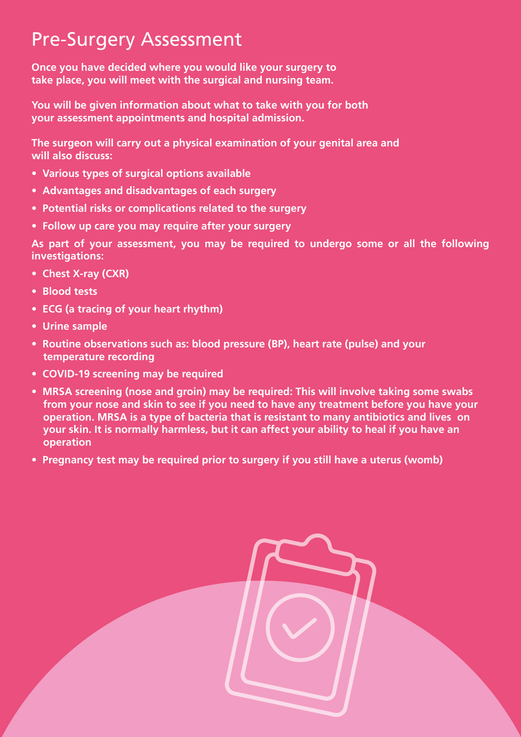# Pre-Surgery Assessment

**Once you have decided where you would like your surgery to take place, you will meet with the surgical and nursing team.**

**You will be given information about what to take with you for both your assessment appointments and hospital admission.**

**The surgeon will carry out a physical examination of your genital area and will also discuss:**

- **Various types of surgical options available**
- **Advantages and disadvantages of each surgery**
- **Potential risks or complications related to the surgery**
- **Follow up care you may require after your surgery**

**As part of your assessment, you may be required to undergo some or all the following investigations:**

- **Chest X-ray (CXR)**
- **Blood tests**
- **ECG (a tracing of your heart rhythm)**
- **Urine sample**
- **Routine observations such as: blood pressure (BP), heart rate (pulse) and your temperature recording**
- **COVID-19 screening may be required**
- **MRSA screening (nose and groin) may be required: This will involve taking some swabs from your nose and skin to see if you need to have any treatment before you have your operation. MRSA is a type of bacteria that is resistant to many antibiotics and lives on your skin. It is normally harmless, but it can affect your ability to heal if you have an operation**
- **Pregnancy test may be required prior to surgery if you still have a uterus (womb)**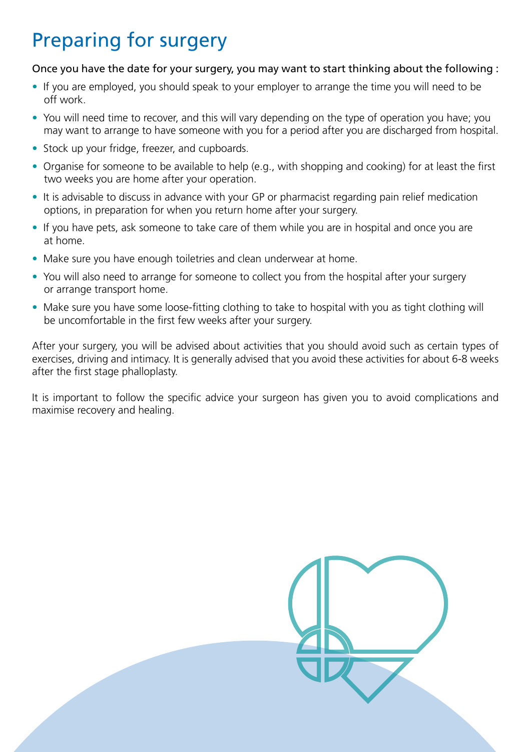# Preparing for surgery

Once you have the date for your surgery, you may want to start thinking about the following :

- If you are employed, you should speak to your employer to arrange the time you will need to be off work.
- You will need time to recover, and this will vary depending on the type of operation you have; you may want to arrange to have someone with you for a period after you are discharged from hospital.
- Stock up your fridge, freezer, and cupboards.
- Organise for someone to be available to help (e.g., with shopping and cooking) for at least the first two weeks you are home after your operation.
- It is advisable to discuss in advance with your GP or pharmacist regarding pain relief medication options, in preparation for when you return home after your surgery.
- If you have pets, ask someone to take care of them while you are in hospital and once you are at home.
- Make sure you have enough toiletries and clean underwear at home.
- You will also need to arrange for someone to collect you from the hospital after your surgery or arrange transport home.
- Make sure you have some loose-fitting clothing to take to hospital with you as tight clothing will be uncomfortable in the first few weeks after your surgery.

After your surgery, you will be advised about activities that you should avoid such as certain types of exercises, driving and intimacy. It is generally advised that you avoid these activities for about 6-8 weeks after the first stage phalloplasty.

It is important to follow the specific advice your surgeon has given you to avoid complications and maximise recovery and healing.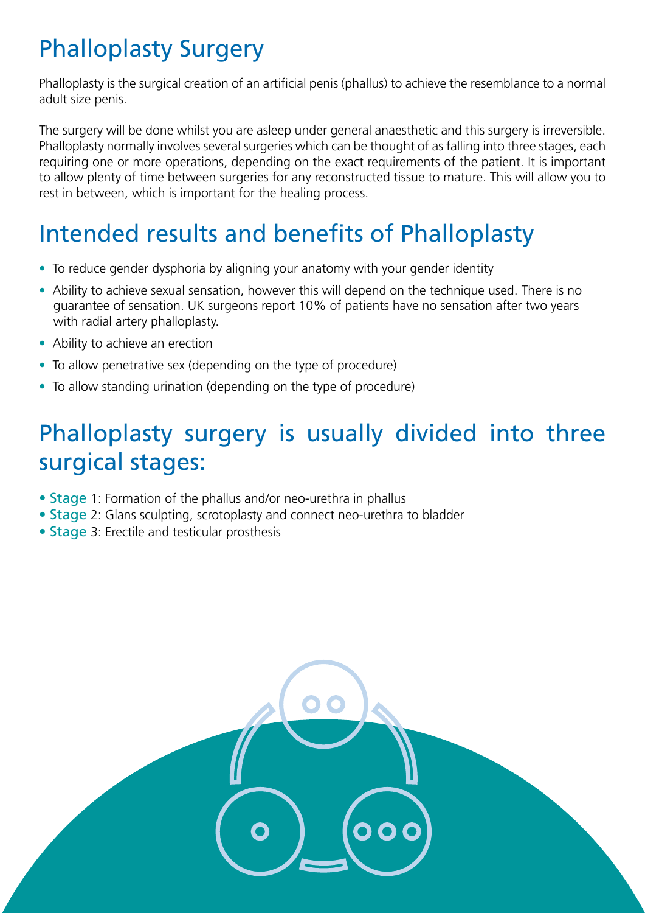# Phalloplasty Surgery

Phalloplasty is the surgical creation of an artificial penis (phallus) to achieve the resemblance to a normal adult size penis.

The surgery will be done whilst you are asleep under general anaesthetic and this surgery is irreversible. Phalloplasty normally involves several surgeries which can be thought of as falling into three stages, each requiring one or more operations, depending on the exact requirements of the patient. It is important to allow plenty of time between surgeries for any reconstructed tissue to mature. This will allow you to rest in between, which is important for the healing process.

# Intended results and benefits of Phalloplasty

- To reduce gender dysphoria by aligning your anatomy with your gender identity
- Ability to achieve sexual sensation, however this will depend on the technique used. There is no guarantee of sensation. UK surgeons report 10% of patients have no sensation after two years with radial artery phalloplasty.
- Ability to achieve an erection
- To allow penetrative sex (depending on the type of procedure)
- To allow standing urination (depending on the type of procedure)

# Phalloplasty surgery is usually divided into three surgical stages:

- Stage 1: Formation of the phallus and/or neo-urethra in phallus
- Stage 2: Glans sculpting, scrotoplasty and connect neo-urethra to bladder
- Stage 3: Erectile and testicular prosthesis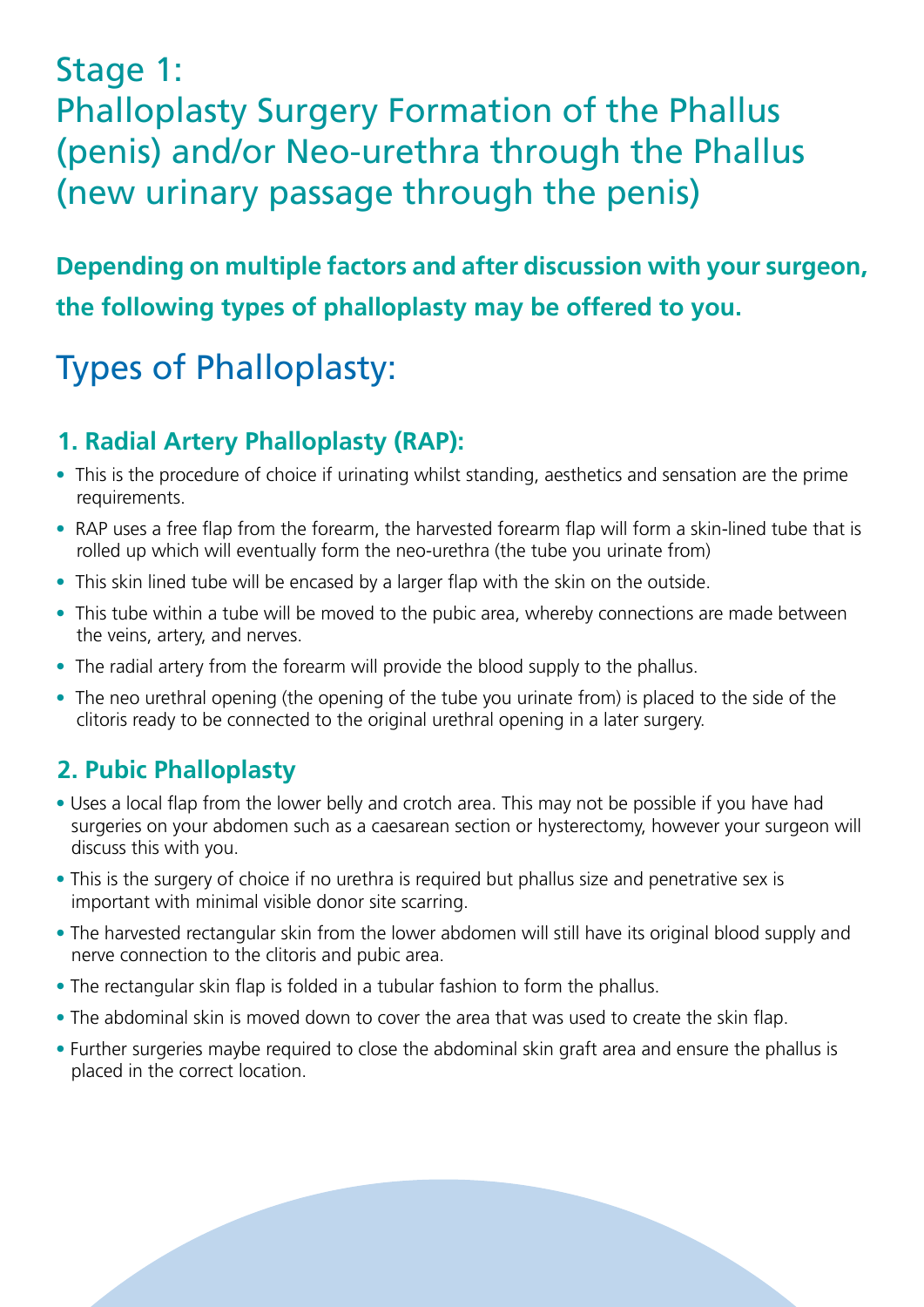# Stage 1: Phalloplasty Surgery Formation of the Phallus (penis) and/or Neo-urethra through the Phallus (new urinary passage through the penis)

**Depending on multiple factors and after discussion with your surgeon, the following types of phalloplasty may be offered to you.**

## Types of Phalloplasty:

### 1. Radial Artery Phalloplasty (RAP):

- This is the procedure of choice if urinating whilst standing, aesthetics and sensation are the prime requirements.
- RAP uses a free flap from the forearm, the harvested forearm flap will form a skin-lined tube that is rolled up which will eventually form the neo-urethra (the tube you urinate from)
- This skin lined tube will be encased by a larger flap with the skin on the outside.
- This tube within a tube will be moved to the pubic area, whereby connections are made between the veins, artery, and nerves.
- The radial artery from the forearm will provide the blood supply to the phallus.
- The neo urethral opening (the opening of the tube you urinate from) is placed to the side of the clitoris ready to be connected to the original urethral opening in a later surgery.

### 2. Pubic Phalloplasty

- Uses a local flap from the lower belly and crotch area. This may not be possible if you have had surgeries on your abdomen such as a caesarean section or hysterectomy, however your surgeon will discuss this with you.
- This is the surgery of choice if no urethra is required but phallus size and penetrative sex is important with minimal visible donor site scarring.
- The harvested rectangular skin from the lower abdomen will still have its original blood supply and nerve connection to the clitoris and pubic area.
- The rectangular skin flap is folded in a tubular fashion to form the phallus.
- The abdominal skin is moved down to cover the area that was used to create the skin flap.
- Further surgeries maybe required to close the abdominal skin graft area and ensure the phallus is placed in the correct location.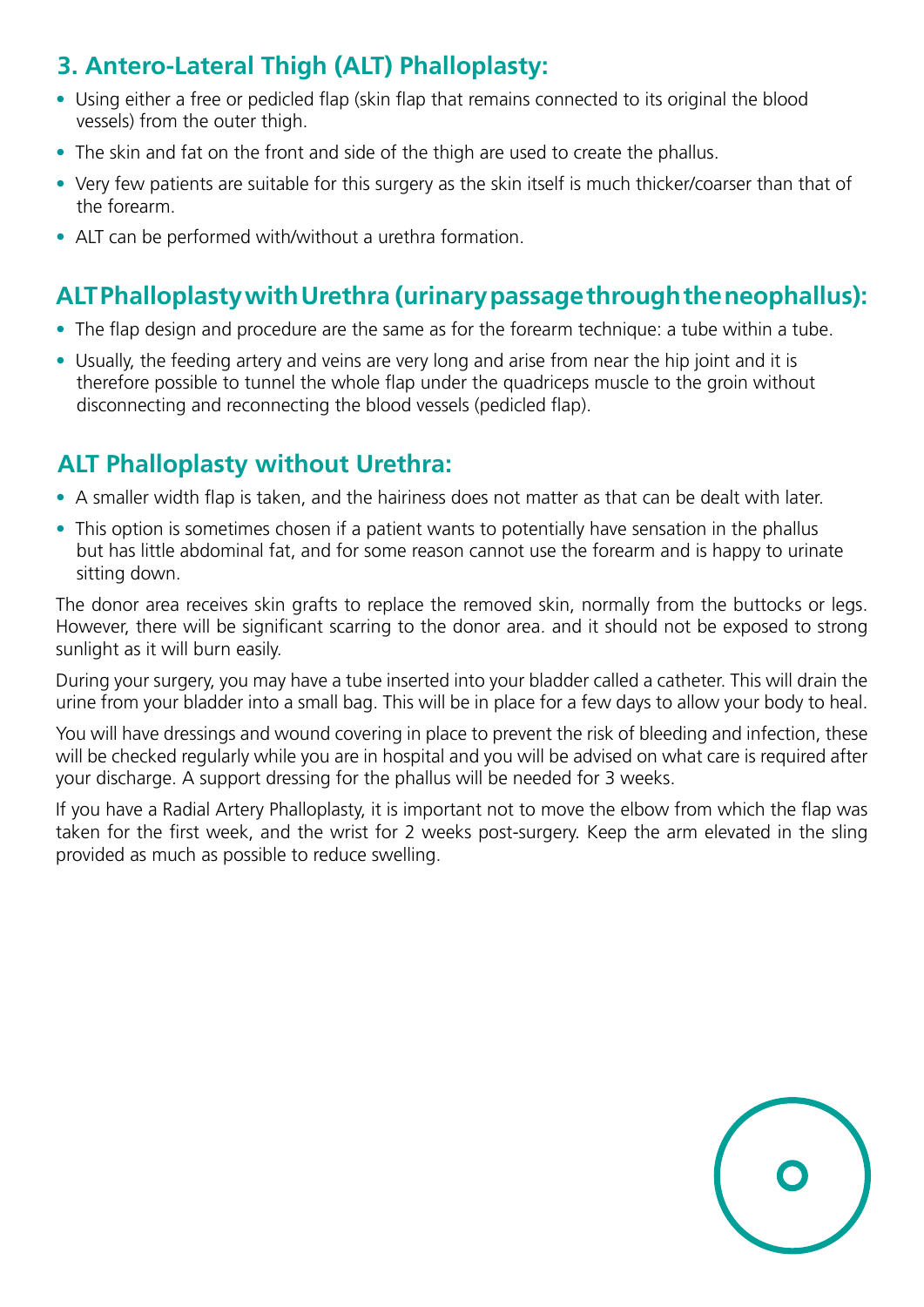## 3. Antero-Lateral Thigh (ALT) Phalloplasty:

- Using either a free or pedicled flap (skin flap that remains connected to its original the blood vessels) from the outer thigh.
- The skin and fat on the front and side of the thigh are used to create the phallus.
- Very few patients are suitable for this surgery as the skin itself is much thicker/coarser than that of the forearm.
- ALT can be performed with/without a urethra formation.

## ALT Phalloplasty with Urethra (urinary passage through the neophallus):

- The flap design and procedure are the same as for the forearm technique: a tube within a tube.
- Usually, the feeding artery and veins are very long and arise from near the hip joint and it is therefore possible to tunnel the whole flap under the quadriceps muscle to the groin without disconnecting and reconnecting the blood vessels (pedicled flap).

## ALT Phalloplasty without Urethra:

- A smaller width flap is taken, and the hairiness does not matter as that can be dealt with later.
- This option is sometimes chosen if a patient wants to potentially have sensation in the phallus but has little abdominal fat, and for some reason cannot use the forearm and is happy to urinate sitting down.

The donor area receives skin grafts to replace the removed skin, normally from the buttocks or legs. However, there will be significant scarring to the donor area. and it should not be exposed to strong sunlight as it will burn easily.

During your surgery, you may have a tube inserted into your bladder called a catheter. This will drain the urine from your bladder into a small bag. This will be in place for a few days to allow your body to heal.

You will have dressings and wound covering in place to prevent the risk of bleeding and infection, these will be checked regularly while you are in hospital and you will be advised on what care is required after your discharge. A support dressing for the phallus will be needed for 3 weeks.

If you have a Radial Artery Phalloplasty, it is important not to move the elbow from which the flap was taken for the first week, and the wrist for 2 weeks post-surgery. Keep the arm elevated in the sling provided as much as possible to reduce swelling.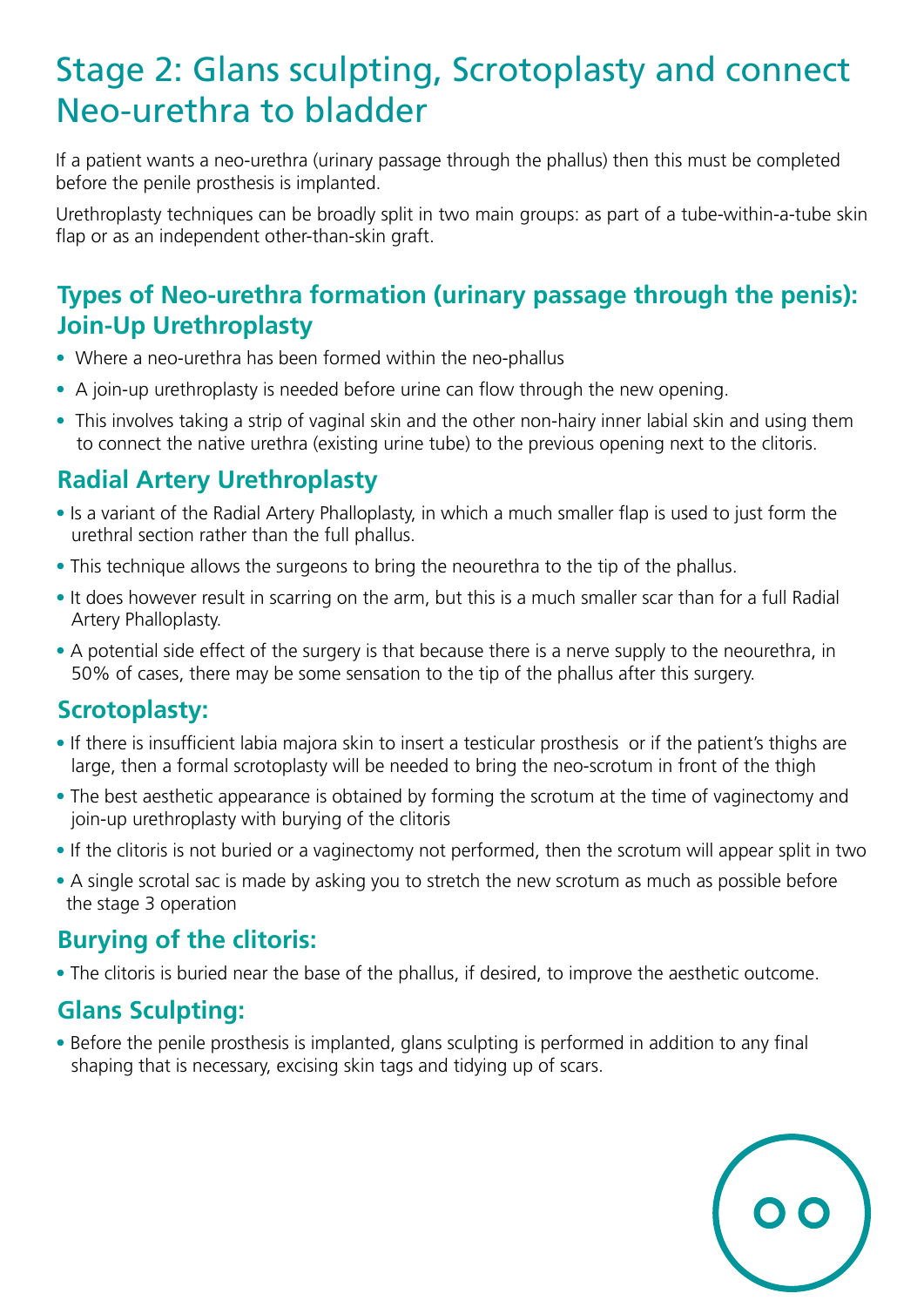# Stage 2: Glans sculpting, Scrotoplasty and connect Neo-urethra to bladder

If a patient wants a neo-urethra (urinary passage through the phallus) then this must be completed before the penile prosthesis is implanted.

Urethroplasty techniques can be broadly split in two main groups: as part of a tube-within-a-tube skin flap or as an independent other-than-skin graft.

## Types of Neo-urethra formation (urinary passage through the penis): Join-Up Urethroplasty

- Where a neo-urethra has been formed within the neo-phallus
- A join-up urethroplasty is needed before urine can flow through the new opening.
- This involves taking a strip of vaginal skin and the other non-hairy inner labial skin and using them to connect the native urethra (existing urine tube) to the previous opening next to the clitoris.

## Radial Artery Urethroplasty

- Is a variant of the Radial Artery Phalloplasty, in which a much smaller flap is used to just form the urethral section rather than the full phallus.
- This technique allows the surgeons to bring the neourethra to the tip of the phallus.
- It does however result in scarring on the arm, but this is a much smaller scar than for a full Radial Artery Phalloplasty.
- A potential side effect of the surgery is that because there is a nerve supply to the neourethra, in 50% of cases, there may be some sensation to the tip of the phallus after this surgery.

## Scrotoplasty:

- If there is insufficient labia majora skin to insert a testicular prosthesis or if the patient's thighs are large, then a formal scrotoplasty will be needed to bring the neo-scrotum in front of the thigh
- The best aesthetic appearance is obtained by forming the scrotum at the time of vaginectomy and join-up urethroplasty with burying of the clitoris
- If the clitoris is not buried or a vaginectomy not performed, then the scrotum will appear split in two
- A single scrotal sac is made by asking you to stretch the new scrotum as much as possible before the stage 3 operation

## Burying of the clitoris:

- The clitoris is buried near the base of the phallus, if desired, to improve the aesthetic outcome.

## Glans Sculpting:

- Before the penile prosthesis is implanted, glans sculpting is performed in addition to any final shaping that is necessary, excising skin tags and tidying up of scars.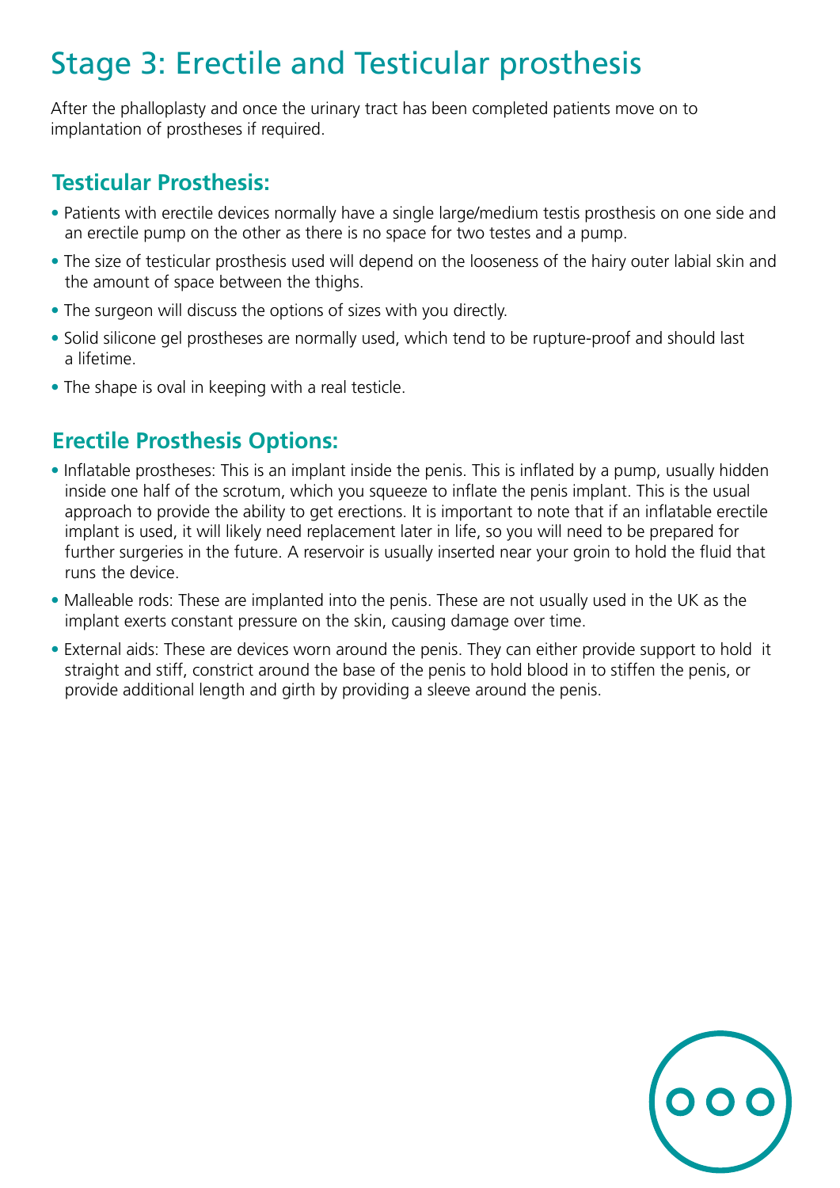# Stage 3: Erectile and Testicular prosthesis

After the phalloplasty and once the urinary tract has been completed patients move on to implantation of prostheses if required.

## Testicular Prosthesis:

- Patients with erectile devices normally have a single large/medium testis prosthesis on one side and an erectile pump on the other as there is no space for two testes and a pump.
- The size of testicular prosthesis used will depend on the looseness of the hairy outer labial skin and the amount of space between the thighs.
- The surgeon will discuss the options of sizes with you directly.
- Solid silicone gel prostheses are normally used, which tend to be rupture-proof and should last a lifetime.
- The shape is oval in keeping with a real testicle.

## Erectile Prosthesis Options:

- Inflatable prostheses: This is an implant inside the penis. This is inflated by a pump, usually hidden inside one half of the scrotum, which you squeeze to inflate the penis implant. This is the usual approach to provide the ability to get erections. It is important to note that if an inflatable erectile implant is used, it will likely need replacement later in life, so you will need to be prepared for further surgeries in the future. A reservoir is usually inserted near your groin to hold the fluid that runs the device.
- Malleable rods: These are implanted into the penis. These are not usually used in the UK as the implant exerts constant pressure on the skin, causing damage over time.
- External aids: These are devices worn around the penis. They can either provide support to hold it straight and stiff, constrict around the base of the penis to hold blood in to stiffen the penis, or provide additional length and girth by providing a sleeve around the penis.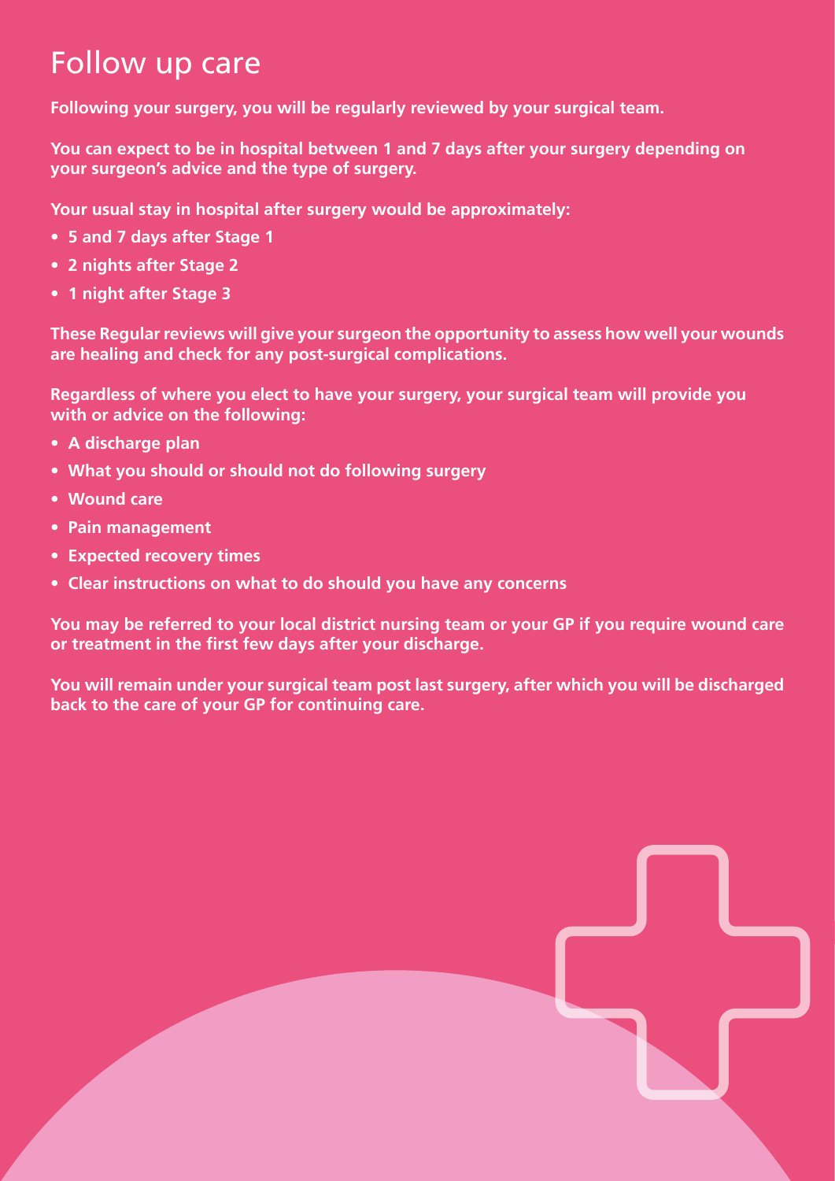# Follow up care

**Following your surgery, you will be regularly reviewed by your surgical team.**

**You can expect to be in hospital between 1 and 7 days after your surgery depending on your surgeon's advice and the type of surgery.**

**Your usual stay in hospital after surgery would be approximately:**

- **5 and 7 days after Stage 1**
- **2 nights after Stage 2**
- **1 night after Stage 3**

**These Regular reviews will give your surgeon the opportunity to assess how well your wounds are healing and check for any post-surgical complications.**

**Regardless of where you elect to have your surgery, your surgical team will provide you with or advice on the following:**

- **A discharge plan**
- **What you should or should not do following surgery**
- **Wound care**
- **Pain management**
- **Expected recovery times**
- **Clear instructions on what to do should you have any concerns**

**You may be referred to your local district nursing team or your GP if you require wound care or treatment in the first few days after your discharge.**

**You will remain under your surgical team post last surgery, after which you will be discharged back to the care of your GP for continuing care.**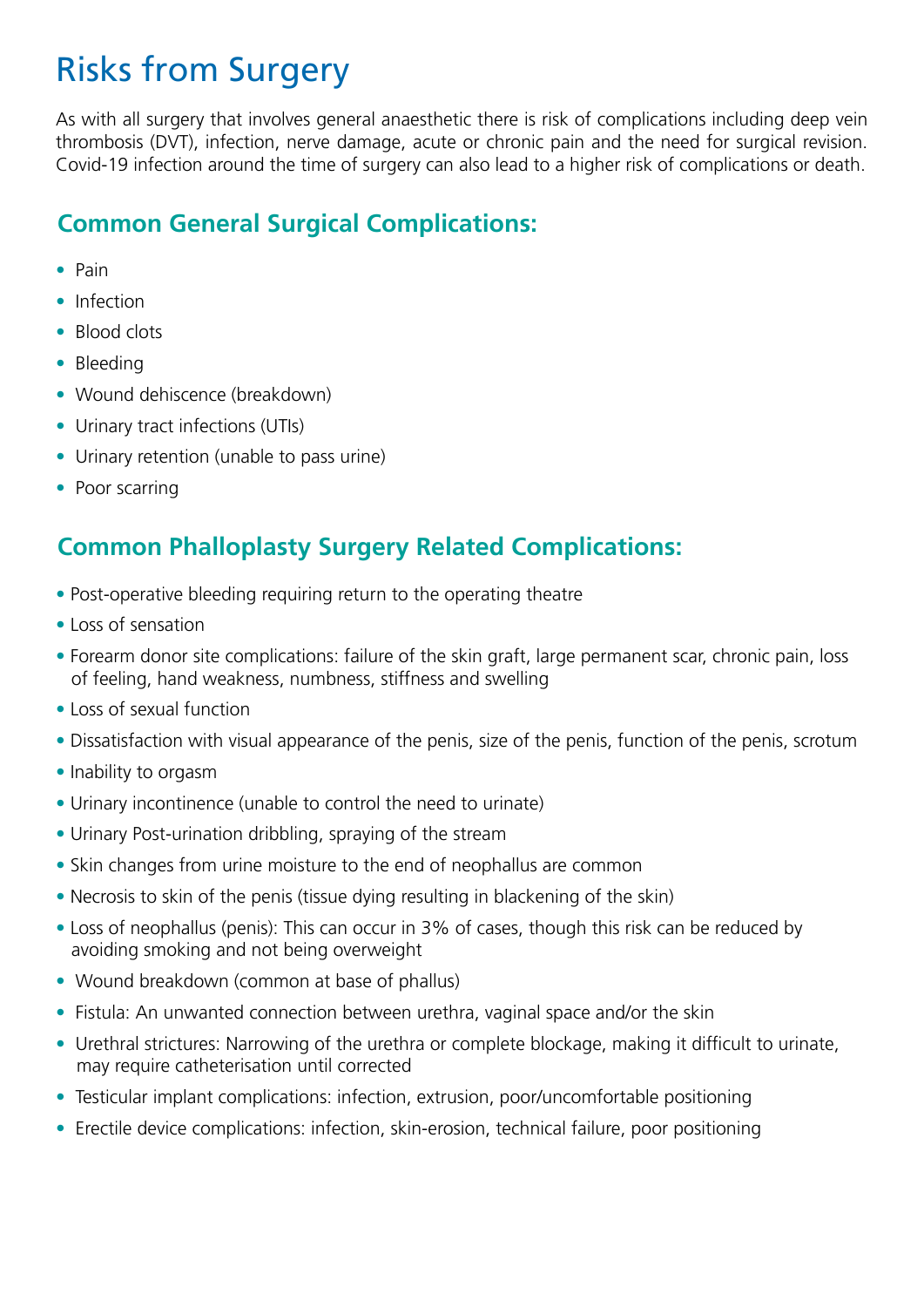# Risks from Surgery

As with all surgery that involves general anaesthetic there is risk of complications including deep vein thrombosis (DVT), infection, nerve damage, acute or chronic pain and the need for surgical revision. Covid-19 infection around the time of surgery can also lead to a higher risk of complications or death.

## Common General Surgical Complications:

- Pain
- Infection
- Blood clots
- Bleeding
- Wound dehiscence (breakdown)
- Urinary tract infections (UTIs)
- Urinary retention (unable to pass urine)
- Poor scarring

## Common Phalloplasty Surgery Related Complications:

- Post-operative bleeding requiring return to the operating theatre
- Loss of sensation
- Forearm donor site complications: failure of the skin graft, large permanent scar, chronic pain, loss of feeling, hand weakness, numbness, stiffness and swelling
- Loss of sexual function
- Dissatisfaction with visual appearance of the penis, size of the penis, function of the penis, scrotum
- Inability to orgasm
- Urinary incontinence (unable to control the need to urinate)
- Urinary Post-urination dribbling, spraying of the stream
- Skin changes from urine moisture to the end of neophallus are common
- Necrosis to skin of the penis (tissue dying resulting in blackening of the skin)
- Loss of neophallus (penis): This can occur in 3% of cases, though this risk can be reduced by avoiding smoking and not being overweight
- Wound breakdown (common at base of phallus)
- Fistula: An unwanted connection between urethra, vaginal space and/or the skin
- Urethral strictures: Narrowing of the urethra or complete blockage, making it difficult to urinate, may require catheterisation until corrected
- Testicular implant complications: infection, extrusion, poor/uncomfortable positioning
- Erectile device complications: infection, skin-erosion, technical failure, poor positioning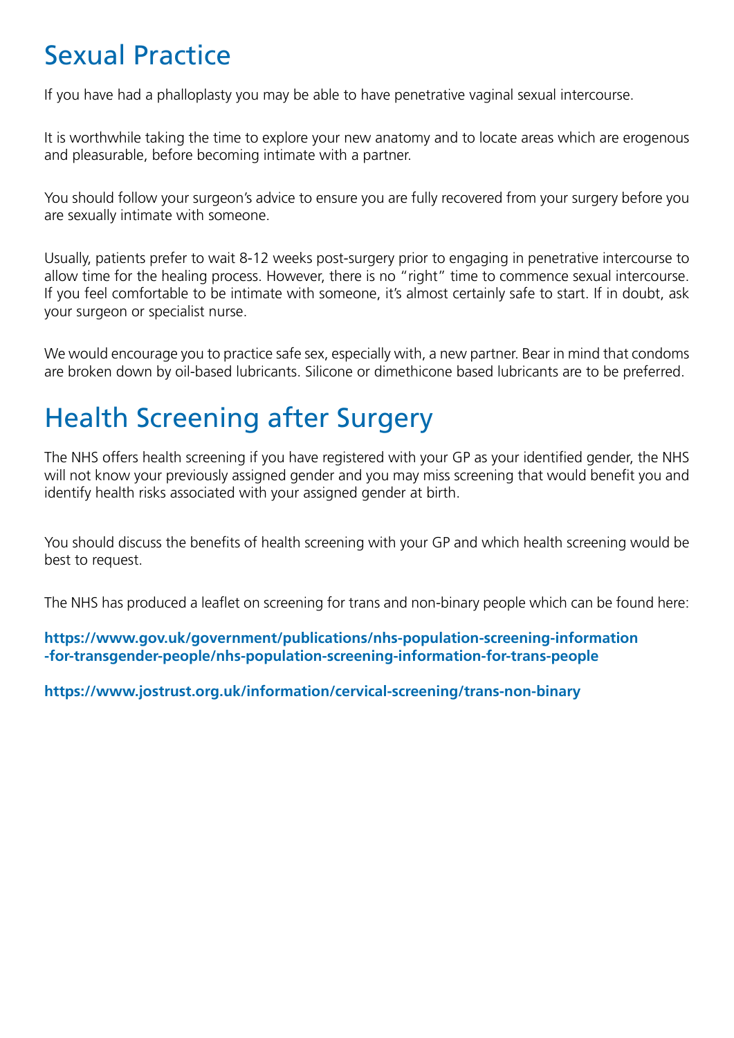# Sexual Practice

If you have had a phalloplasty you may be able to have penetrative vaginal sexual intercourse.

It is worthwhile taking the time to explore your new anatomy and to locate areas which are erogenous and pleasurable, before becoming intimate with a partner.

You should follow your surgeon's advice to ensure you are fully recovered from your surgery before you are sexually intimate with someone.

Usually, patients prefer to wait 8-12 weeks post-surgery prior to engaging in penetrative intercourse to allow time for the healing process. However, there is no "right" time to commence sexual intercourse. If you feel comfortable to be intimate with someone, it's almost certainly safe to start. If in doubt, ask your surgeon or specialist nurse.

We would encourage you to practice safe sex, especially with, a new partner. Bear in mind that condoms are broken down by oil-based lubricants. Silicone or dimethicone based lubricants are to be preferred.

# Health Screening after Surgery

The NHS offers health screening if you have registered with your GP as your identified gender, the NHS will not know your previously assigned gender and you may miss screening that would benefit you and identify health risks associated with your assigned gender at birth.

You should discuss the benefits of health screening with your GP and which health screening would be best to request.

The NHS has produced a leaflet on screening for trans and non-binary people which can be found here:

**https://www.gov.uk/government/publications/nhs-population-screening-information-for-transgender-people/nhs-population-screening-information-for-trans-people**

**https://www.jostrust.org.uk/information/cervical-screening/trans-non-binary**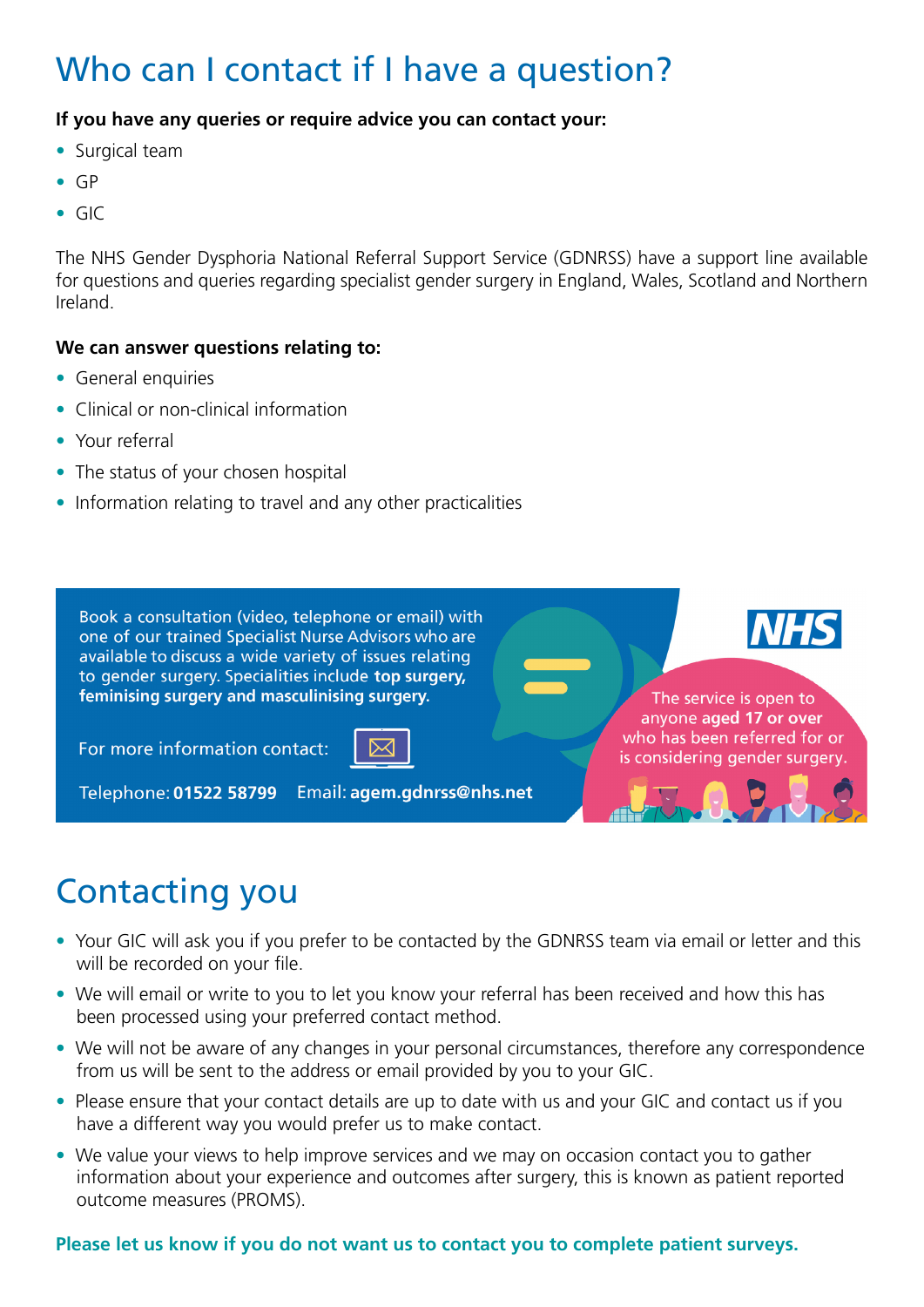# Who can I contact if I have a question?

**If you have any queries or require advice you can contact your:**

- Surgical team
- GP
- GIC

The NHS Gender Dysphoria National Referral Support Service (GDNRSS) have a support line available for questions and queries regarding specialist gender surgery in England, Wales, Scotland and Northern Ireland.

**We can answer questions relating to:**

- General enquiries
- Clinical or non-clinical information
- Your referral
- The status of your chosen hospital
- Information relating to travel and any other practicalities

Book a consultation (video, telephone or email) with one of our trained Specialist Nurse Advisors who are available to discuss a wide variety of issues relating to gender surgery. Specialities include **top surgery, feminising surgery and masculinising surgery.**

For more information contact:

Telephone: **01522 58799** Email: **agem.gdnrss@nhs.net**

NHS

The service is open to anyone **aged 17 or over** who has been referred for or is considering gender surgery.

# Contacting you

- Your GIC will ask you if you prefer to be contacted by the GDNRSS team via email or letter and this will be recorded on your file.
- We will email or write to you to let you know your referral has been received and how this has been processed using your preferred contact method.
- We will not be aware of any changes in your personal circumstances, therefore any correspondence from us will be sent to the address or email provided by you to your GIC.
- Please ensure that your contact details are up to date with us and your GIC and contact us if you have a different way you would prefer us to make contact.
- We value your views to help improve services and we may on occasion contact you to gather information about your experience and outcomes after surgery, this is known as patient reported outcome measures (PROMS).

**Please let us know if you do not want us to contact you to complete patient surveys.**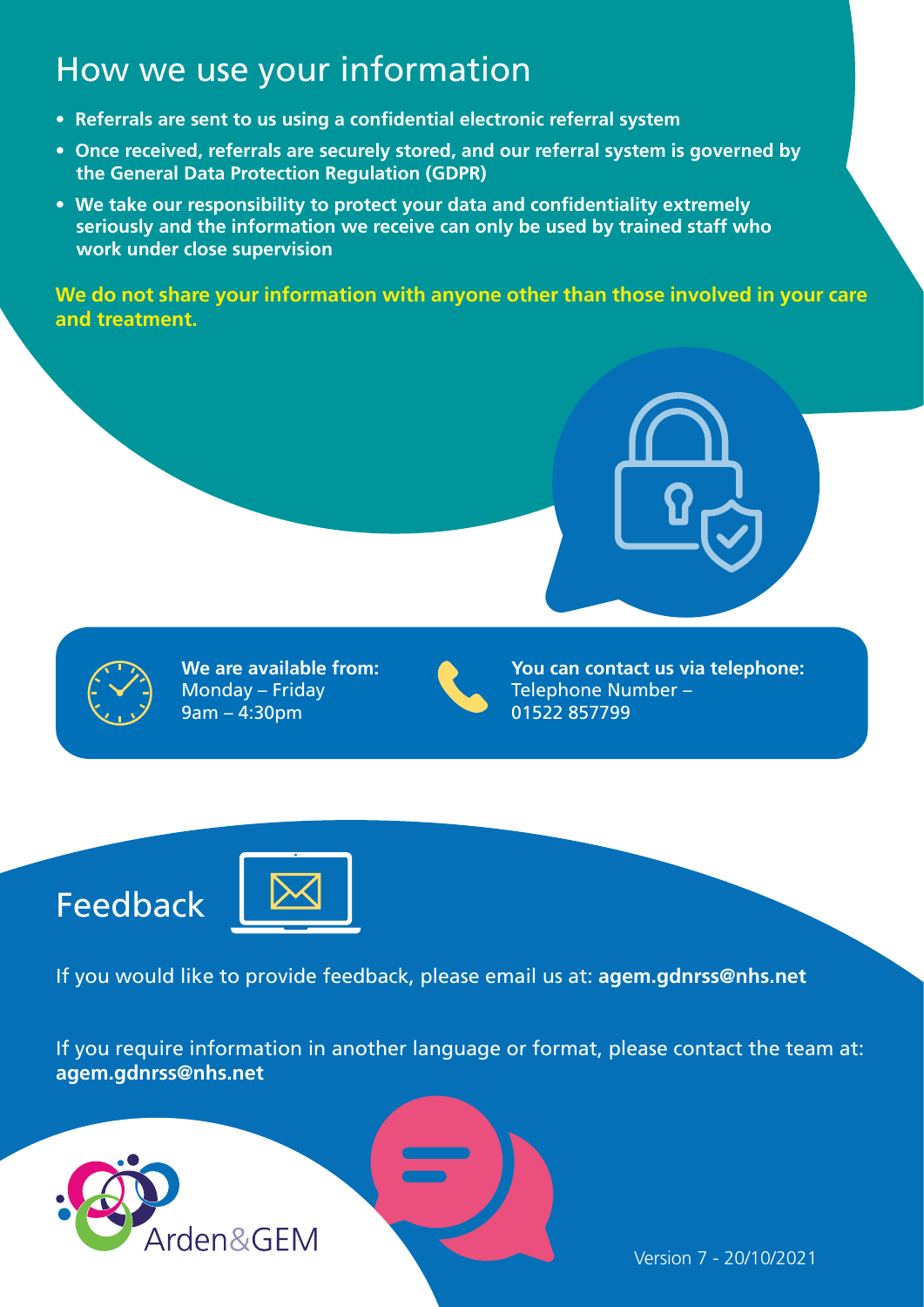# How we use your information

- **Referrals are sent to us using a confidential electronic referral system**
- **Once received, referrals are securely stored, and our referral system is governed by the General Data Protection Regulation (GDPR)**
- **We take our responsibility to protect your data and confidentiality extremely seriously and the information we receive can only be used by trained staff who work under close supervision**

**We do not share your information with anyone other than those involved in your care and treatment.**

**We are available from:**
Monday – Friday
9am – 4:30pm

**You can contact us via telephone:**
Telephone Number –
01522 857799

# Feedback

If you would like to provide feedback, please email us at: **agem.gdnrss@nhs.net**

If you require information in another language or format, please contact the team at: **agem.gdnrss@nhs.net**

Arden&GEM

Version 7 - 20/10/2021